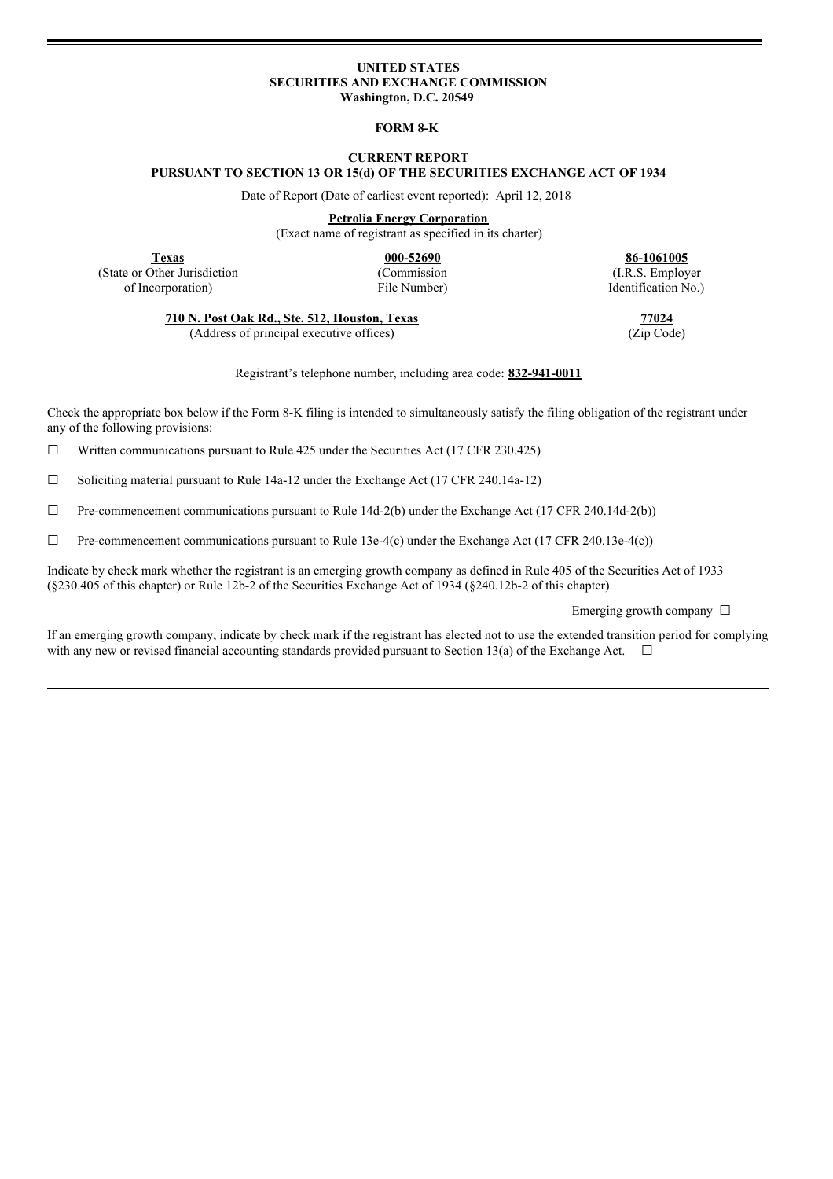**UNITED STATES**
**SECURITIES AND EXCHANGE COMMISSION**
**Washington, D.C. 20549**

**FORM 8-K**

**CURRENT REPORT**
**PURSUANT TO SECTION 13 OR 15(d) OF THE SECURITIES EXCHANGE ACT OF 1934**

Date of Report (Date of earliest event reported): April 12, 2018

**Petrolia Energy Corporation**
(Exact name of registrant as specified in its charter)

| **Texas** | **000-52690** | **86-1061005** |
|---|---|---|
| (State or Other Jurisdiction of Incorporation) | (Commission File Number) | (I.R.S. Employer Identification No.) |

| **710 N. Post Oak Rd., Ste. 512, Houston, Texas** | **77024** |
|---|---|
| (Address of principal executive offices) | (Zip Code) |

Registrant's telephone number, including area code: **832-941-0011**

Check the appropriate box below if the Form 8-K filing is intended to simultaneously satisfy the filing obligation of the registrant under any of the following provisions:

☐ Written communications pursuant to Rule 425 under the Securities Act (17 CFR 230.425)

☐ Soliciting material pursuant to Rule 14a-12 under the Exchange Act (17 CFR 240.14a-12)

☐ Pre-commencement communications pursuant to Rule 14d-2(b) under the Exchange Act (17 CFR 240.14d-2(b))

☐ Pre-commencement communications pursuant to Rule 13e-4(c) under the Exchange Act (17 CFR 240.13e-4(c))

Indicate by check mark whether the registrant is an emerging growth company as defined in Rule 405 of the Securities Act of 1933 (§230.405 of this chapter) or Rule 12b-2 of the Securities Exchange Act of 1934 (§240.12b-2 of this chapter).

Emerging growth company ☐

If an emerging growth company, indicate by check mark if the registrant has elected not to use the extended transition period for complying with any new or revised financial accounting standards provided pursuant to Section 13(a) of the Exchange Act. ☐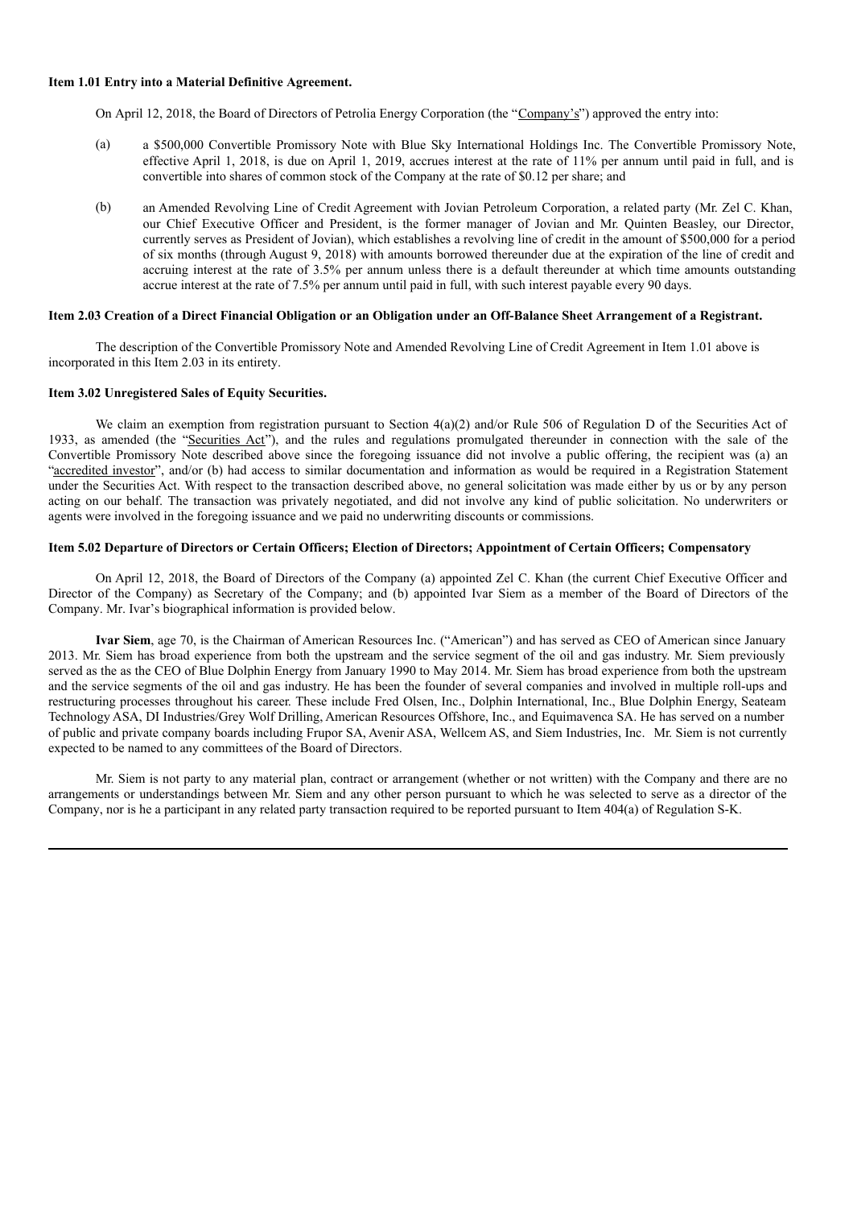### Item 1.01 Entry into a Material Definitive Agreement.

On April 12, 2018, the Board of Directors of Petrolia Energy Corporation (the "Company's") approved the entry into:

(a) a $500,000 Convertible Promissory Note with Blue Sky International Holdings Inc. The Convertible Promissory Note, effective April 1, 2018, is due on April 1, 2019, accrues interest at the rate of 11% per annum until paid in full, and is convertible into shares of common stock of the Company at the rate of $0.12 per share; and

(b) an Amended Revolving Line of Credit Agreement with Jovian Petroleum Corporation, a related party (Mr. Zel C. Khan, our Chief Executive Officer and President, is the former manager of Jovian and Mr. Quinten Beasley, our Director, currently serves as President of Jovian), which establishes a revolving line of credit in the amount of $500,000 for a period of six months (through August 9, 2018) with amounts borrowed thereunder due at the expiration of the line of credit and accruing interest at the rate of 3.5% per annum unless there is a default thereunder at which time amounts outstanding accrue interest at the rate of 7.5% per annum until paid in full, with such interest payable every 90 days.

### Item 2.03 Creation of a Direct Financial Obligation or an Obligation under an Off-Balance Sheet Arrangement of a Registrant.

The description of the Convertible Promissory Note and Amended Revolving Line of Credit Agreement in Item 1.01 above is incorporated in this Item 2.03 in its entirety.

### Item 3.02 Unregistered Sales of Equity Securities.

We claim an exemption from registration pursuant to Section 4(a)(2) and/or Rule 506 of Regulation D of the Securities Act of 1933, as amended (the "Securities Act"), and the rules and regulations promulgated thereunder in connection with the sale of the Convertible Promissory Note described above since the foregoing issuance did not involve a public offering, the recipient was (a) an "accredited investor", and/or (b) had access to similar documentation and information as would be required in a Registration Statement under the Securities Act. With respect to the transaction described above, no general solicitation was made either by us or by any person acting on our behalf. The transaction was privately negotiated, and did not involve any kind of public solicitation. No underwriters or agents were involved in the foregoing issuance and we paid no underwriting discounts or commissions.

### Item 5.02 Departure of Directors or Certain Officers; Election of Directors; Appointment of Certain Officers; Compensatory

On April 12, 2018, the Board of Directors of the Company (a) appointed Zel C. Khan (the current Chief Executive Officer and Director of the Company) as Secretary of the Company; and (b) appointed Ivar Siem as a member of the Board of Directors of the Company. Mr. Ivar's biographical information is provided below.

**Ivar Siem**, age 70, is the Chairman of American Resources Inc. ("American") and has served as CEO of American since January 2013. Mr. Siem has broad experience from both the upstream and the service segment of the oil and gas industry. Mr. Siem previously served as the as the CEO of Blue Dolphin Energy from January 1990 to May 2014. Mr. Siem has broad experience from both the upstream and the service segments of the oil and gas industry. He has been the founder of several companies and involved in multiple roll-ups and restructuring processes throughout his career. These include Fred Olsen, Inc., Dolphin International, Inc., Blue Dolphin Energy, Seateam Technology ASA, DI Industries/Grey Wolf Drilling, American Resources Offshore, Inc., and Equimavenca SA. He has served on a number of public and private company boards including Frupor SA, Avenir ASA, Wellcem AS, and Siem Industries, Inc. Mr. Siem is not currently expected to be named to any committees of the Board of Directors.

Mr. Siem is not party to any material plan, contract or arrangement (whether or not written) with the Company and there are no arrangements or understandings between Mr. Siem and any other person pursuant to which he was selected to serve as a director of the Company, nor is he a participant in any related party transaction required to be reported pursuant to Item 404(a) of Regulation S-K.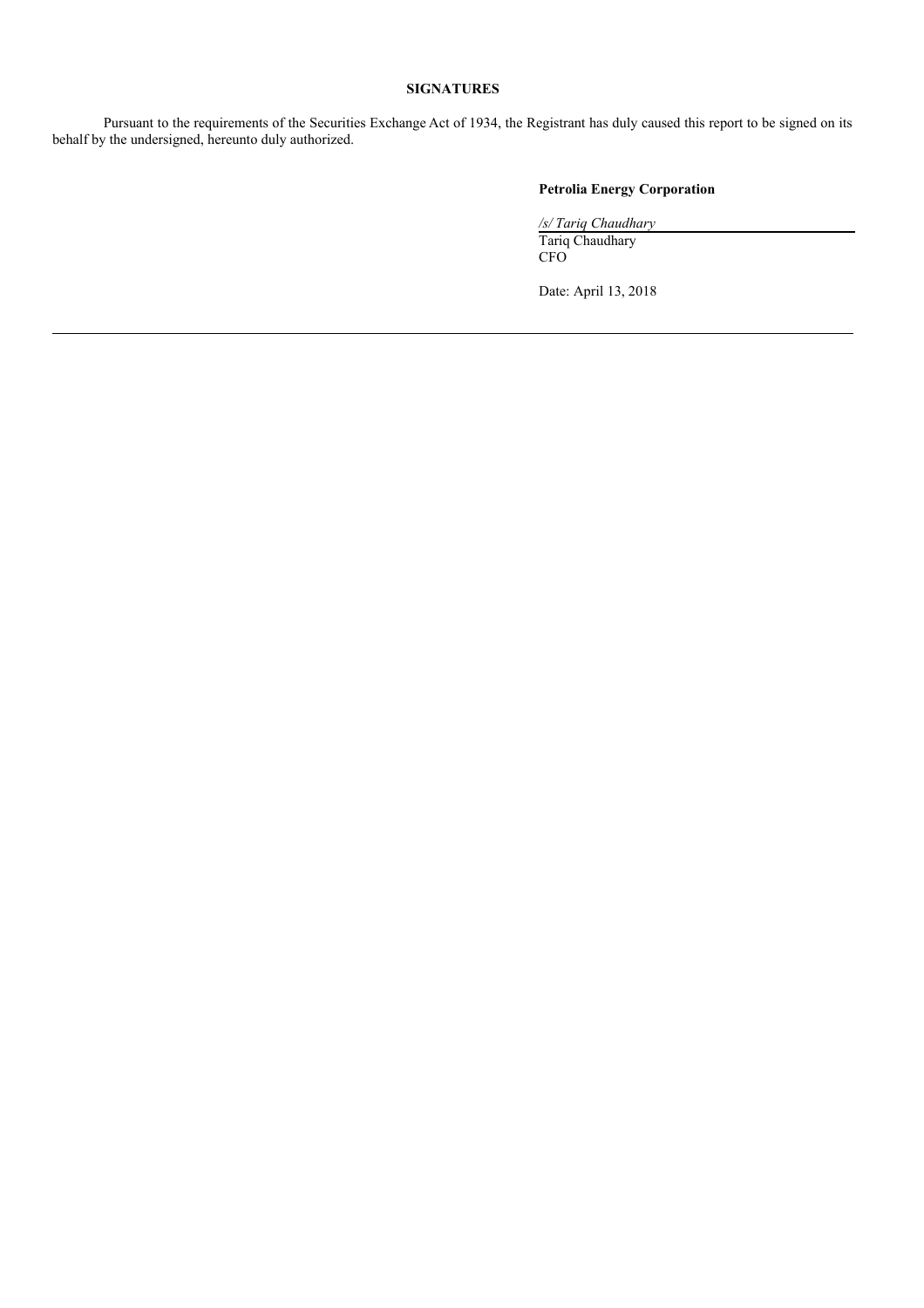**SIGNATURES**

Pursuant to the requirements of the Securities Exchange Act of 1934, the Registrant has duly caused this report to be signed on its behalf by the undersigned, hereunto duly authorized.

**Petrolia Energy Corporation**

*/s/ Tariq Chaudhary*
Tariq Chaudhary
CFO

Date: April 13, 2018